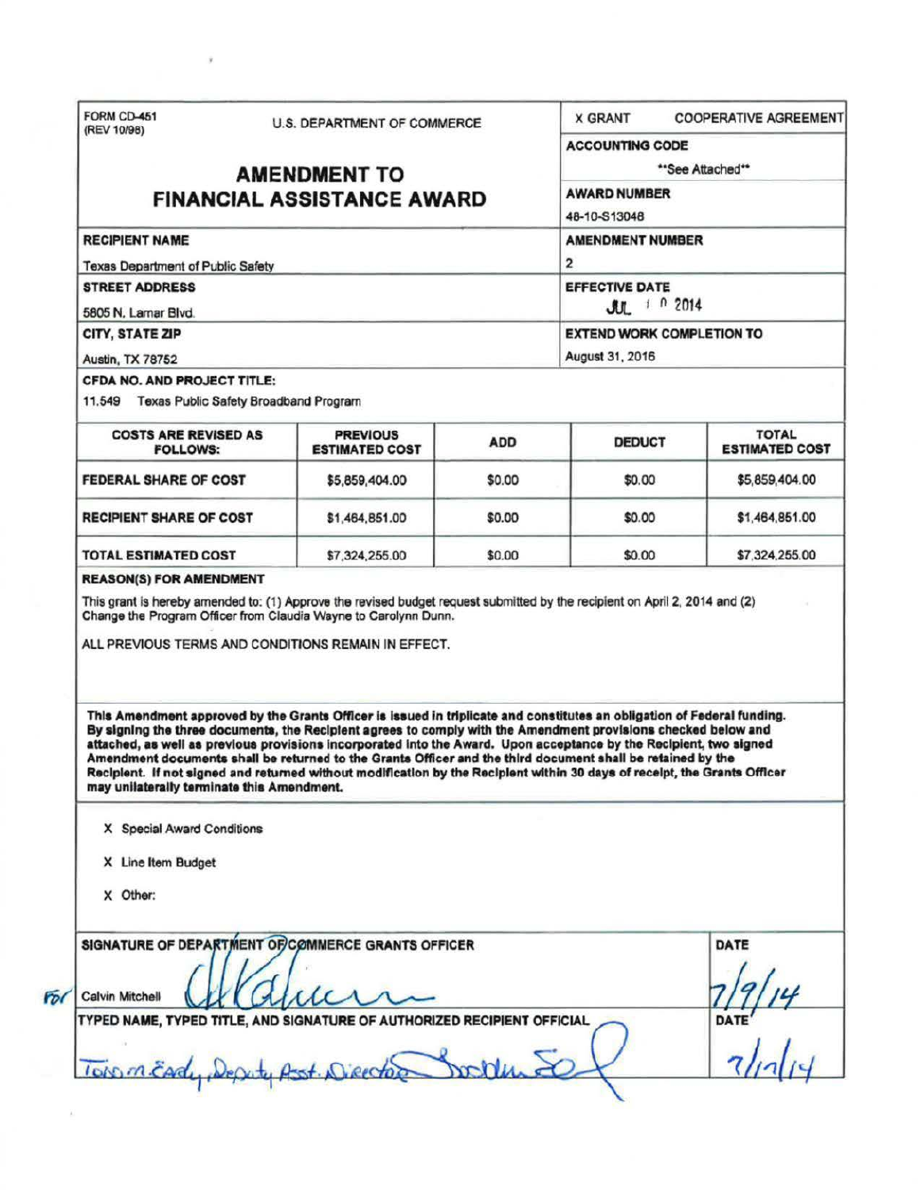FORM CD-451
(REV 10/98)

U.S. DEPARTMENT OF COMMERCE

X GRANT   COOPERATIVE AGREEMENT

# AMENDMENT TO FINANCIAL ASSISTANCE AWARD

**ACCOUNTING CODE**
**See Attached**

**AWARD NUMBER**
48-10-S13048

**RECIPIENT NAME**
Texas Department of Public Safety

**AMENDMENT NUMBER**
2

**STREET ADDRESS**
5805 N. Lamar Blvd.

**EFFECTIVE DATE**
JUL 10 2014

**CITY, STATE ZIP**
Austin, TX 78752

**EXTEND WORK COMPLETION TO**
August 31, 2016

**CFDA NO. AND PROJECT TITLE:**
11.549 Texas Public Safety Broadband Program

| COSTS ARE REVISED AS FOLLOWS: | PREVIOUS ESTIMATED COST | ADD | DEDUCT | TOTAL ESTIMATED COST |
|---|---|---|---|---|
| FEDERAL SHARE OF COST | $5,859,404.00 | $0.00 | $0.00 | $5,859,404.00 |
| RECIPIENT SHARE OF COST | $1,464,851.00 | $0.00 | $0.00 | $1,464,851.00 |
| TOTAL ESTIMATED COST | $7,324,255.00 | $0.00 | $0.00 | $7,324,255.00 |

**REASON(S) FOR AMENDMENT**

This grant is hereby amended to: (1) Approve the revised budget request submitted by the recipient on April 2, 2014 and (2) Change the Program Officer from Claudia Wayne to Carolynn Dunn.

ALL PREVIOUS TERMS AND CONDITIONS REMAIN IN EFFECT.

**This Amendment approved by the Grants Officer is issued in triplicate and constitutes an obligation of Federal funding. By signing the three documents, the Recipient agrees to comply with the Amendment provisions checked below and attached, as well as previous provisions incorporated into the Award. Upon acceptance by the Recipient, two signed Amendment documents shall be returned to the Grants Officer and the third document shall be retained by the Recipient. If not signed and returned without modification by the Recipient within 30 days of receipt, the Grants Officer may unilaterally terminate this Amendment.**

X Special Award Conditions

X Line Item Budget

X Other:

**SIGNATURE OF DEPARTMENT OF COMMERCE GRANTS OFFICER**

For Calvin Mitchell [signature]

**DATE**
7/9/14

**TYPED NAME, TYPED TITLE, AND SIGNATURE OF AUTHORIZED RECIPIENT OFFICIAL**

Todd M. Early, Deputy Asst. Director [signature]

**DATE**
7/17/14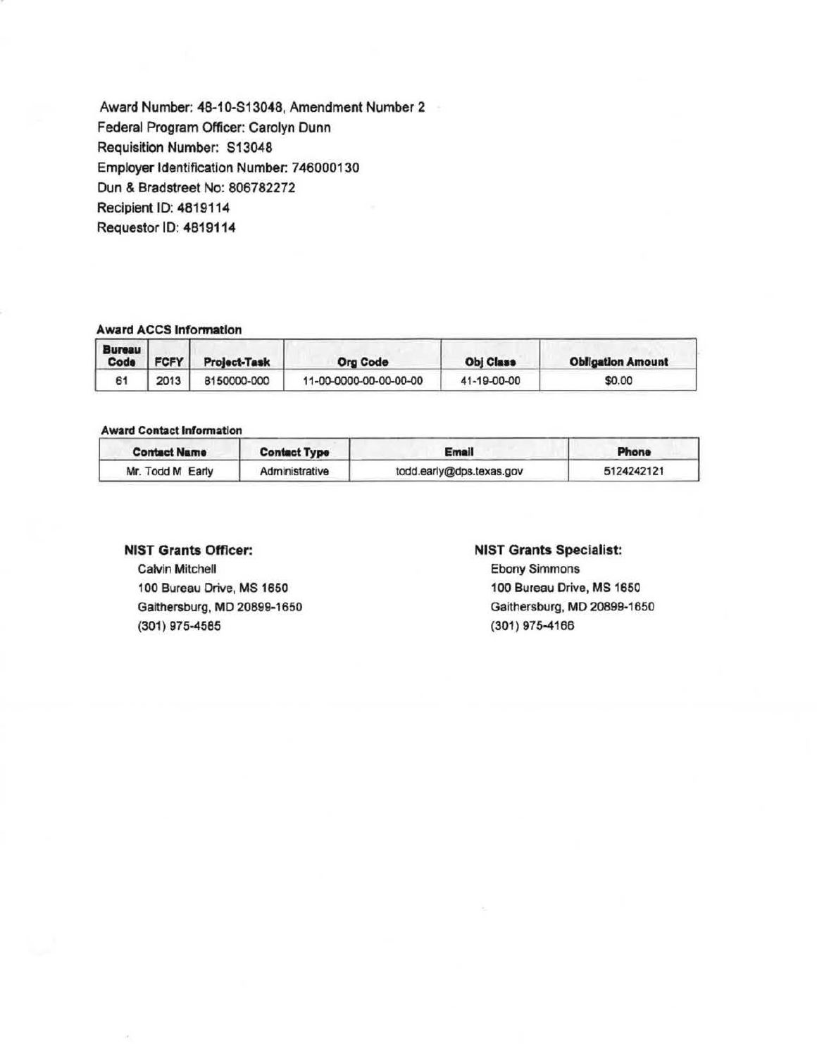Award Number: 48-10-S13048, Amendment Number 2
Federal Program Officer: Carolyn Dunn
Requisition Number: S13048
Employer Identification Number: 746000130
Dun & Bradstreet No: 806782272
Recipient ID: 4819114
Requestor ID: 4819114

**Award ACCS Information**

| Bureau Code | FCFY | Project-Task | Org Code | Obj Class | Obligation Amount |
|---|---|---|---|---|---|
| 61 | 2013 | 8150000-000 | 11-00-0000-00-00-00-00 | 41-19-00-00 | $0.00 |

**Award Contact Information**

| Contact Name | Contact Type | Email | Phone |
|---|---|---|---|
| Mr. Todd M Early | Administrative | todd.early@dps.texas.gov | 5124242121 |

**NIST Grants Officer:**
Calvin Mitchell
100 Bureau Drive, MS 1650
Gaithersburg, MD 20899-1650
(301) 975-4585

**NIST Grants Specialist:**
Ebony Simmons
100 Bureau Drive, MS 1650
Gaithersburg, MD 20899-1650
(301) 975-4166